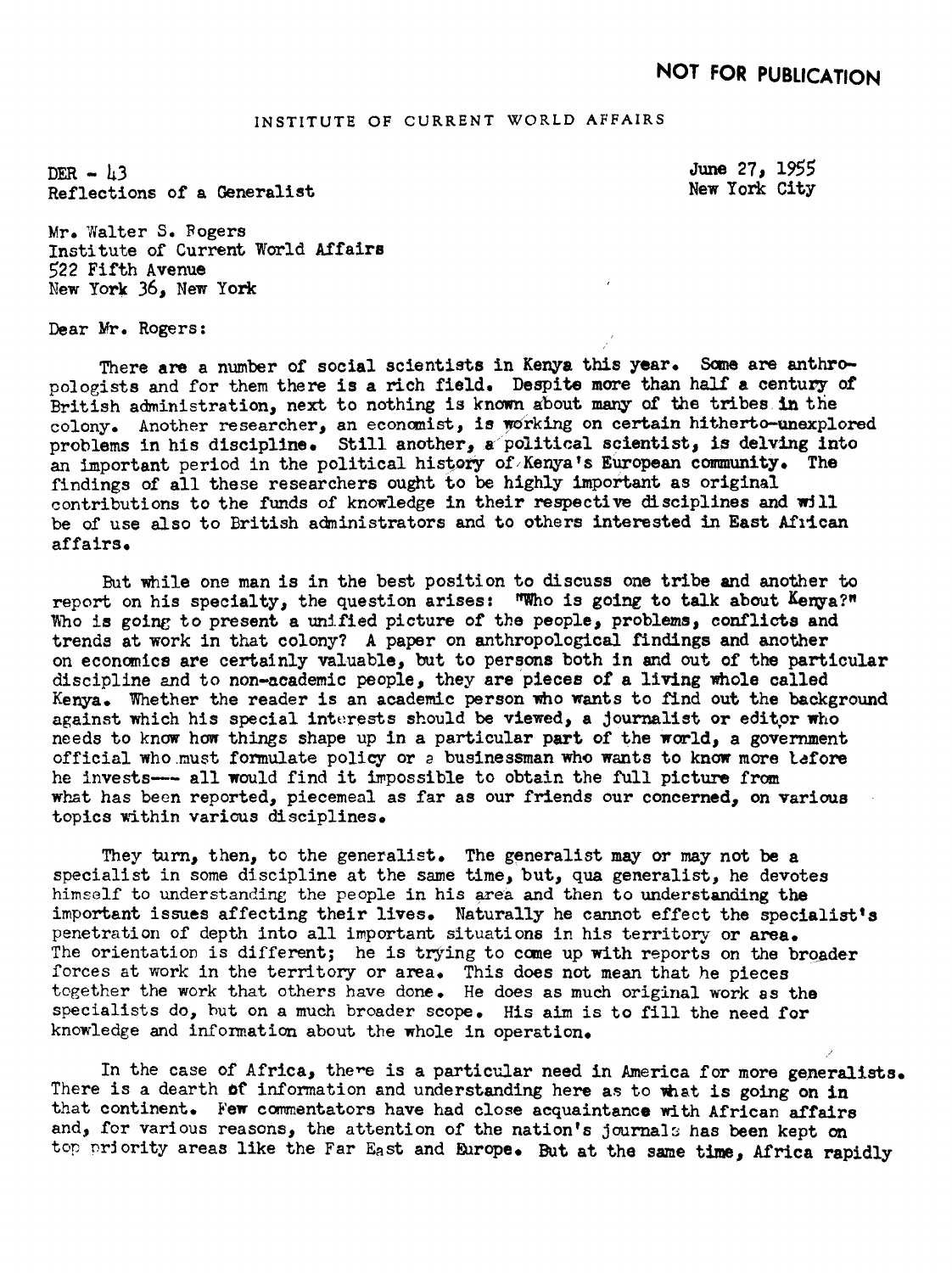**NOT FOR PUBLICATION**

INSTITUTE OF CURRENT WORLD AFFAIRS

DER - 43
Reflections of a Generalist

June 27, 1955
New York City

Mr. Walter S. Rogers
Institute of Current World Affairs
522 Fifth Avenue
New York 36, New York

Dear Mr. Rogers:

There are a number of social scientists in Kenya this year. Some are anthropologists and for them there is a rich field. Despite more than half a century of British administration, next to nothing is known about many of the tribes in the colony. Another researcher, an economist, is working on certain hitherto-unexplored problems in his discipline. Still another, a political scientist, is delving into an important period in the political history of Kenya's European community. The findings of all these researchers ought to be highly important as original contributions to the funds of knowledge in their respective disciplines and will be of use also to British administrators and to others interested in East African affairs.

But while one man is in the best position to discuss one tribe and another to report on his specialty, the question arises: "Who is going to talk about Kenya?" Who is going to present a unified picture of the people, problems, conflicts and trends at work in that colony? A paper on anthropological findings and another on economics are certainly valuable, but to persons both in and out of the particular discipline and to non-academic people, they are pieces of a living whole called Kenya. Whether the reader is an academic person who wants to find out the background against which his special interests should be viewed, a journalist or editor who needs to know how things shape up in a particular part of the world, a government official who must formulate policy or a businessman who wants to know more before he invests--- all would find it impossible to obtain the full picture from what has been reported, piecemeal as far as our friends our concerned, on various topics within various disciplines.

They turn, then, to the generalist. The generalist may or may not be a specialist in some discipline at the same time, but, qua generalist, he devotes himself to understanding the people in his area and then to understanding the important issues affecting their lives. Naturally he cannot effect the specialist's penetration of depth into all important situations in his territory or area. The orientation is different; he is trying to come up with reports on the broader forces at work in the territory or area. This does not mean that he pieces together the work that others have done. He does as much original work as the specialists do, but on a much broader scope. His aim is to fill the need for knowledge and information about the whole in operation.

In the case of Africa, there is a particular need in America for more generalists. There is a dearth of information and understanding here as to what is going on in that continent. Few commentators have had close acquaintance with African affairs and, for various reasons, the attention of the nation's journals has been kept on top priority areas like the Far East and Europe. But at the same time, Africa rapidly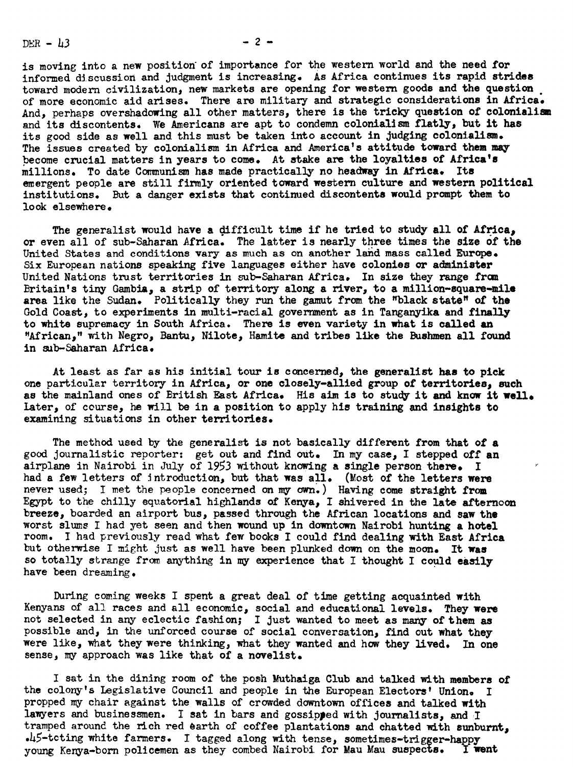is moving into a new position of importance for the western world and the need for informed discussion and judgment is increasing. As Africa continues its rapid strides toward modern civilization, new markets are opening for western goods and the question of more economic aid arises. There are military and strategic considerations in Africa. And, perhaps overshadowing all other matters, there is the tricky question of colonialism and its discontents. We Americans are apt to condemn colonialism flatly, but it has its good side as well and this must be taken into account in judging colonialism. The issues created by colonialism in Africa and America's attitude toward them may become crucial matters in years to come. At stake are the loyalties of Africa's millions. To date Communism has made practically no headway in Africa. Its emergent people are still firmly oriented toward western culture and western political institutions. But a danger exists that continued discontents would prompt them to look elsewhere.

The generalist would have a difficult time if he tried to study all of Africa, or even all of sub-Saharan Africa. The latter is nearly three times the size of the United States and conditions vary as much as on another land mass called Europe. Six European nations speaking five languages either have colonies or administer United Nations trust territories in sub-Saharan Africa. In size they range from Britain's tiny Gambia, a strip of territory along a river, to a million-square-mile area like the Sudan. Politically they run the gamut from the "black state" of the Gold Coast, to experiments in multi-racial government as in Tanganyika and finally to white supremacy in South Africa. There is even variety in what is called an "African," with Negro, Bantu, Nilote, Hamite and tribes like the Bushmen all found in sub-Saharan Africa.

At least as far as his initial tour is concerned, the generalist has to pick one particular territory in Africa, or one closely-allied group of territories, such as the mainland ones of British East Africa. His aim is to study it and know it well. Later, of course, he will be in a position to apply his training and insights to examining situations in other territories.

The method used by the generalist is not basically different from that of a good journalistic reporter: get out and find out. In my case, I stepped off an airplane in Nairobi in July of 1953 without knowing a single person there. I had a few letters of introduction, but that was all. (Most of the letters were never used; I met the people concerned on my own.) Having come straight from Egypt to the chilly equatorial highlands of Kenya, I shivered in the late afternoon breeze, boarded an airport bus, passed through the African locations and saw the worst slums I had yet seen and then wound up in downtown Nairobi hunting a hotel room. I had previously read what few books I could find dealing with East Africa but otherwise I might just as well have been plunked down on the moon. It was so totally strange from anything in my experience that I thought I could easily have been dreaming.

During coming weeks I spent a great deal of time getting acquainted with Kenyans of all races and all economic, social and educational levels. They were not selected in any eclectic fashion; I just wanted to meet as many of them as possible and, in the unforced course of social conversation, find out what they were like, what they were thinking, what they wanted and how they lived. In one sense, my approach was like that of a novelist.

I sat in the dining room of the posh Muthaiga Club and talked with members of the colony's Legislative Council and people in the European Electors' Union. I propped my chair against the walls of crowded downtown offices and talked with lawyers and businessmen. I sat in bars and gossiped with journalists, and I tramped around the rich red earth of coffee plantations and chatted with sunburnt, .45-toting white farmers. I tagged along with tense, sometimes-trigger-happy young Kenya-born policemen as they combed Nairobi for Mau Mau suspects. I went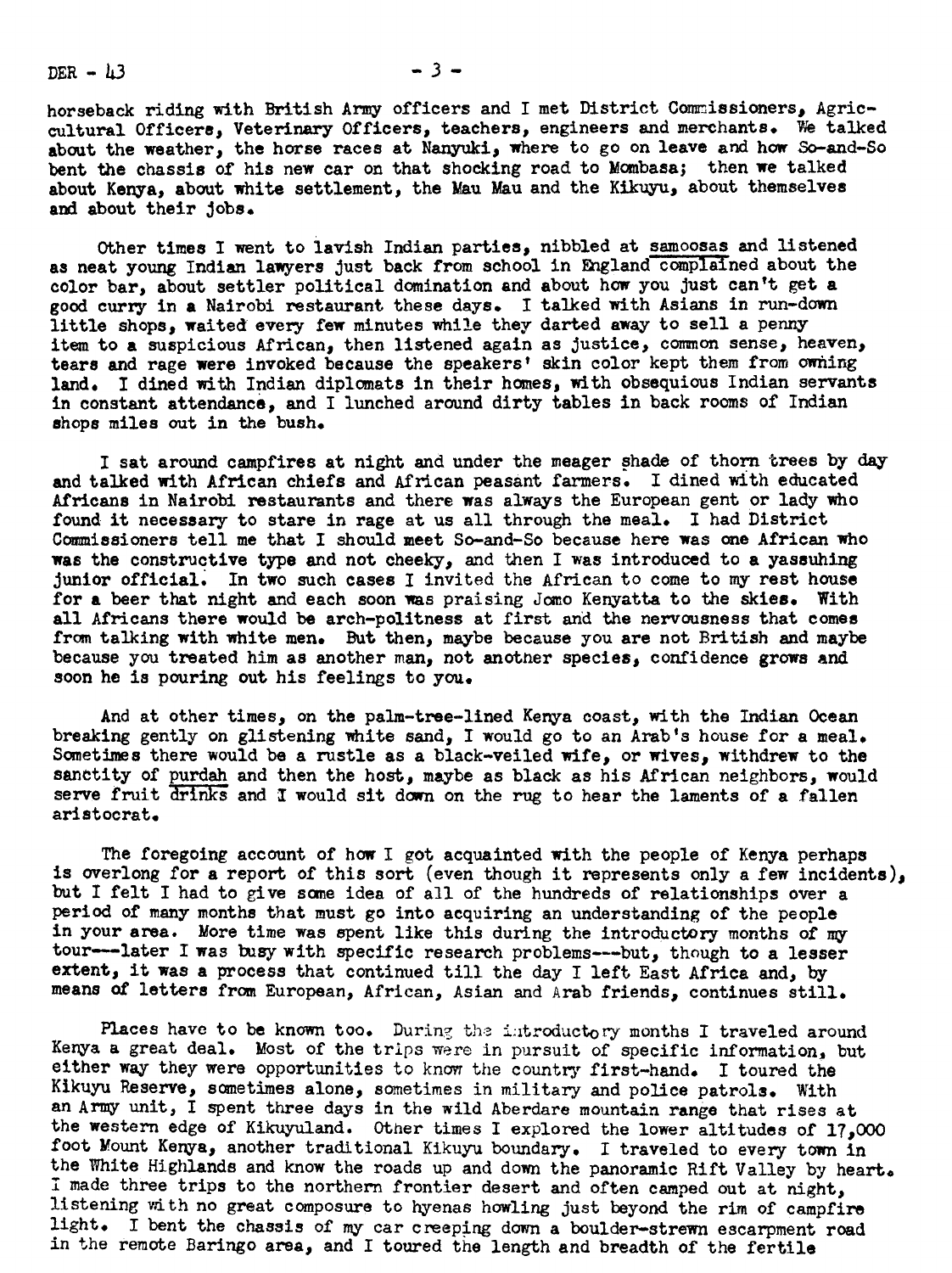horseback riding with British Army officers and I met District Commissioners, Agricultural Officers, Veterinary Officers, teachers, engineers and merchants. We talked about the weather, the horse races at Nanyuki, where to go on leave and how So-and-So bent the chassis of his new car on that shocking road to Mombasa; then we talked about Kenya, about white settlement, the Mau Mau and the Kikuyu, about themselves and about their jobs.

Other times I went to lavish Indian parties, nibbled at samoosas and listened as neat young Indian lawyers just back from school in England complained about the color bar, about settler political domination and about how you just can't get a good curry in a Nairobi restaurant these days. I talked with Asians in run-down little shops, waited every few minutes while they darted away to sell a penny item to a suspicious African, then listened again as justice, common sense, heaven, tears and rage were invoked because the speakers' skin color kept them from owning land. I dined with Indian diplomats in their homes, with obsequious Indian servants in constant attendance, and I lunched around dirty tables in back rooms of Indian shops miles out in the bush.

I sat around campfires at night and under the meager shade of thorn trees by day and talked with African chiefs and African peasant farmers. I dined with educated Africans in Nairobi restaurants and there was always the European gent or lady who found it necessary to stare in rage at us all through the meal. I had District Commissioners tell me that I should meet So-and-So because here was one African who was the constructive type and not cheeky, and then I was introduced to a yassuhing junior official. In two such cases I invited the African to come to my rest house for a beer that night and each soon was praising Jomo Kenyatta to the skies. With all Africans there would be arch-politness at first and the nervousness that comes from talking with white men. But then, maybe because you are not British and maybe because you treated him as another man, not another species, confidence grows and soon he is pouring out his feelings to you.

And at other times, on the palm-tree-lined Kenya coast, with the Indian Ocean breaking gently on glistening white sand, I would go to an Arab's house for a meal. Sometimes there would be a rustle as a black-veiled wife, or wives, withdrew to the sanctity of purdah and then the host, maybe as black as his African neighbors, would serve fruit drinks and I would sit down on the rug to hear the laments of a fallen aristocrat.

The foregoing account of how I got acquainted with the people of Kenya perhaps is overlong for a report of this sort (even though it represents only a few incidents), but I felt I had to give some idea of all of the hundreds of relationships over a period of many months that must go into acquiring an understanding of the people in your area. More time was spent like this during the introductory months of my tour---later I was busy with specific research problems---but, though to a lesser extent, it was a process that continued till the day I left East Africa and, by means of letters from European, African, Asian and Arab friends, continues still.

Places have to be known too. During the introductory months I traveled around Kenya a great deal. Most of the trips were in pursuit of specific information, but either way they were opportunities to know the country first-hand. I toured the Kikuyu Reserve, sometimes alone, sometimes in military and police patrols. With an Army unit, I spent three days in the wild Aberdare mountain range that rises at the western edge of Kikuyuland. Other times I explored the lower altitudes of 17,000 foot Mount Kenya, another traditional Kikuyu boundary. I traveled to every town in the White Highlands and know the roads up and down the panoramic Rift Valley by heart. I made three trips to the northern frontier desert and often camped out at night, listening with no great composure to hyenas howling just beyond the rim of campfire light. I bent the chassis of my car creeping down a boulder-strewn escarpment road in the remote Baringo area, and I toured the length and breadth of the fertile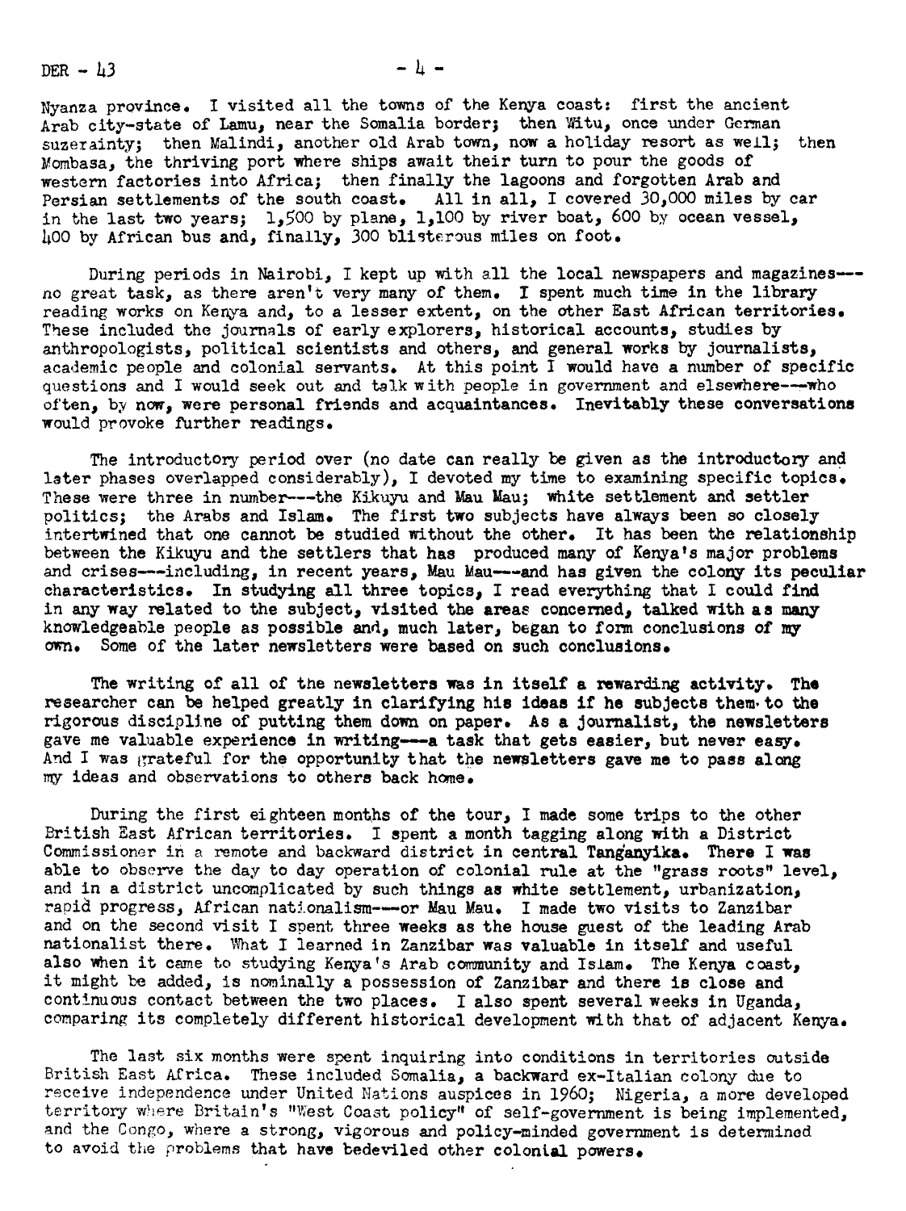Nyanza province. I visited all the towns of the Kenya coast: first the ancient Arab city-state of Lamu, near the Somalia border; then Witu, once under German suzerainty; then Malindi, another old Arab town, now a holiday resort as well; then Mombasa, the thriving port where ships await their turn to pour the goods of western factories into Africa; then finally the lagoons and forgotten Arab and Persian settlements of the south coast. All in all, I covered 30,000 miles by car in the last two years; 1,500 by plane, 1,100 by river boat, 600 by ocean vessel, 400 by African bus and, finally, 300 blisterous miles on foot.

During periods in Nairobi, I kept up with all the local newspapers and magazines---no great task, as there aren't very many of them. I spent much time in the library reading works on Kenya and, to a lesser extent, on the other East African territories. These included the journals of early explorers, historical accounts, studies by anthropologists, political scientists and others, and general works by journalists, academic people and colonial servants. At this point I would have a number of specific questions and I would seek out and talk with people in government and elsewhere---who often, by now, were personal friends and acquaintances. Inevitably these conversations would provoke further readings.

The introductory period over (no date can really be given as the introductory and later phases overlapped considerably), I devoted my time to examining specific topics. These were three in number---the Kikuyu and Mau Mau; white settlement and settler politics; the Arabs and Islam. The first two subjects have always been so closely intertwined that one cannot be studied without the other. It has been the relationship between the Kikuyu and the settlers that has produced many of Kenya's major problems and crises---including, in recent years, Mau Mau---and has given the colony its peculiar characteristics. In studying all three topics, I read everything that I could find in any way related to the subject, visited the areas concerned, talked with as many knowledgeable people as possible and, much later, began to form conclusions of my own. Some of the later newsletters were based on such conclusions.

The writing of all of the newsletters was in itself a rewarding activity. The researcher can be helped greatly in clarifying his ideas if he subjects them to the rigorous discipline of putting them down on paper. As a journalist, the newsletters gave me valuable experience in writing---a task that gets easier, but never easy. And I was grateful for the opportunity that the newsletters gave me to pass along my ideas and observations to others back home.

During the first eighteen months of the tour, I made some trips to the other British East African territories. I spent a month tagging along with a District Commissioner in a remote and backward district in central Tanganyika. There I was able to observe the day to day operation of colonial rule at the "grass roots" level, and in a district uncomplicated by such things as white settlement, urbanization, rapid progress, African nationalism---or Mau Mau. I made two visits to Zanzibar and on the second visit I spent three weeks as the house guest of the leading Arab nationalist there. What I learned in Zanzibar was valuable in itself and useful also when it came to studying Kenya's Arab community and Islam. The Kenya coast, it might be added, is nominally a possession of Zanzibar and there is close and continuous contact between the two places. I also spent several weeks in Uganda, comparing its completely different historical development with that of adjacent Kenya.

The last six months were spent inquiring into conditions in territories outside British East Africa. These included Somalia, a backward ex-Italian colony due to receive independence under United Nations auspices in 1960; Nigeria, a more developed territory where Britain's "West Coast policy" of self-government is being implemented, and the Congo, where a strong, vigorous and policy-minded government is determined to avoid the problems that have bedeviled other colonial powers.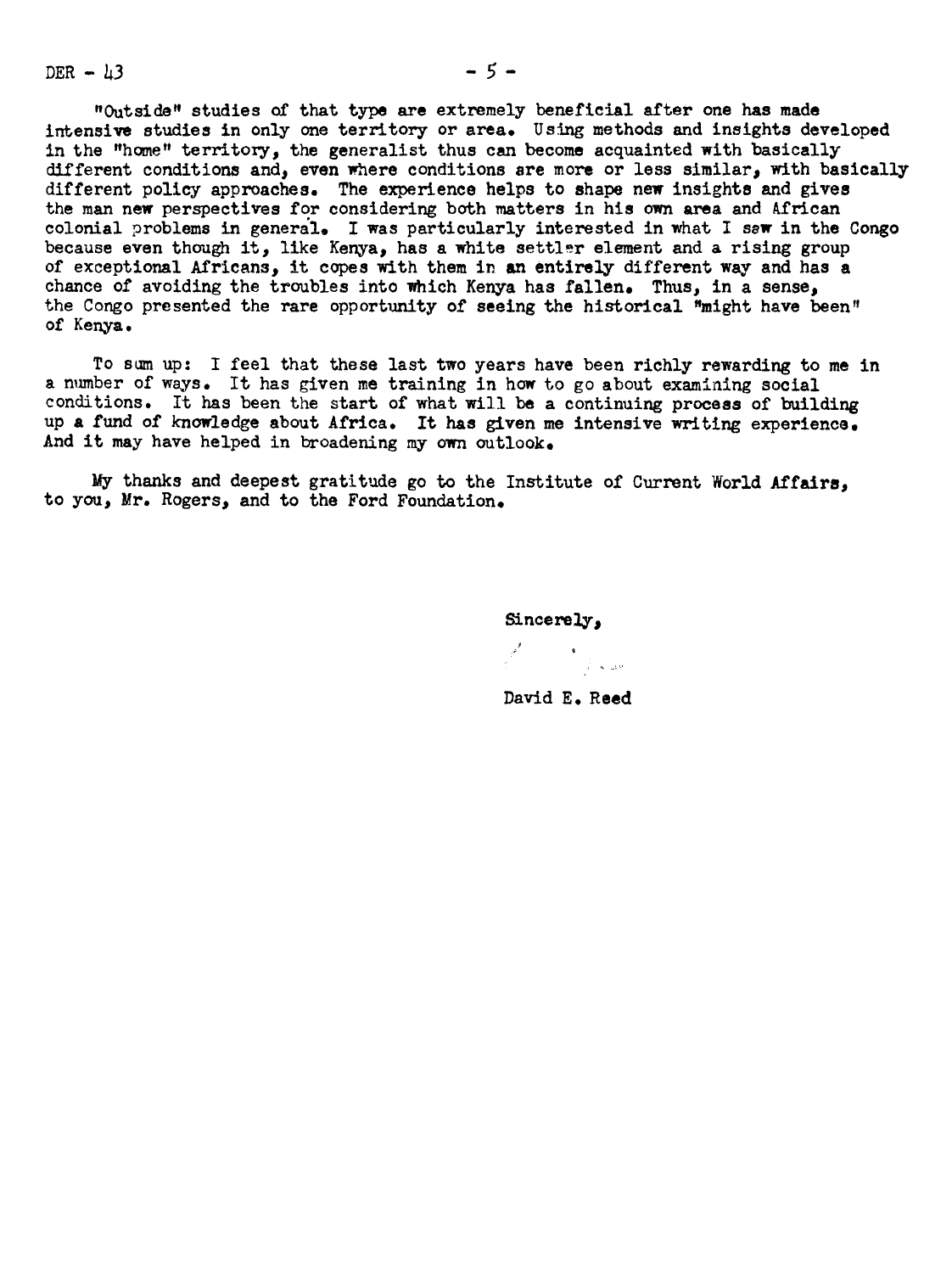"Outside" studies of that type are extremely beneficial after one has made intensive studies in only one territory or area. Using methods and insights developed in the "home" territory, the generalist thus can become acquainted with basically different conditions and, even where conditions are more or less similar, with basically different policy approaches. The experience helps to shape new insights and gives the man new perspectives for considering both matters in his own area and African colonial problems in general. I was particularly interested in what I saw in the Congo because even though it, like Kenya, has a white settler element and a rising group of exceptional Africans, it copes with them in an entirely different way and has a chance of avoiding the troubles into which Kenya has fallen. Thus, in a sense, the Congo presented the rare opportunity of seeing the historical "might have been" of Kenya.

To sum up: I feel that these last two years have been richly rewarding to me in a number of ways. It has given me training in how to go about examining social conditions. It has been the start of what will be a continuing process of building up a fund of knowledge about Africa. It has given me intensive writing experience. And it may have helped in broadening my own outlook.

My thanks and deepest gratitude go to the Institute of Current World Affairs, to you, Mr. Rogers, and to the Ford Foundation.

Sincerely,

David E. Reed